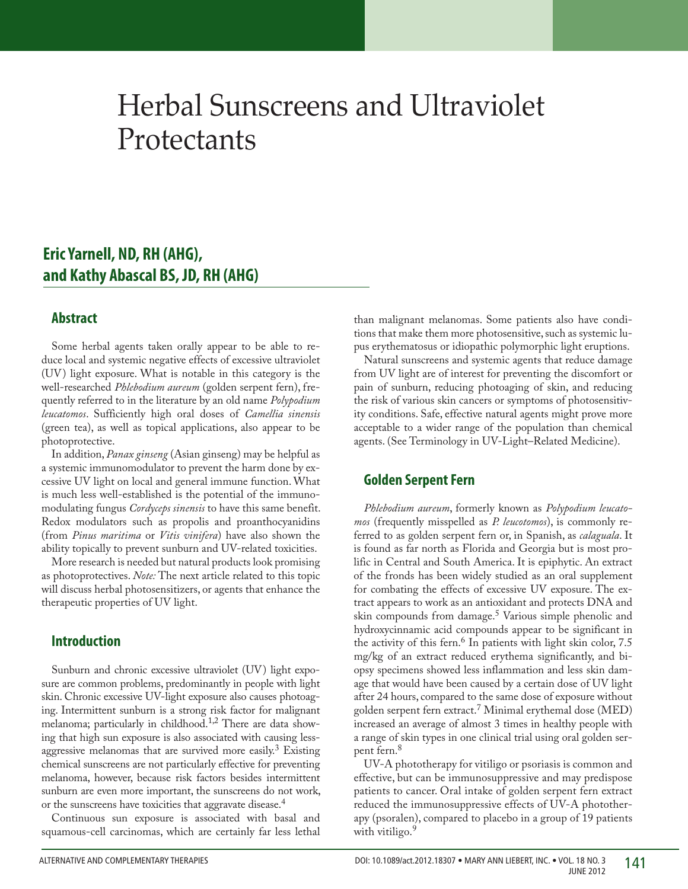# Herbal Sunscreens and Ultraviolet Protectants

**Eric Yarnell, ND, RH (AHG), and Kathy Abascal BS, JD, RH (AHG)**

## Abstract

Some herbal agents taken orally appear to be able to reduce local and systemic negative effects of excessive ultraviolet (UV) light exposure. What is notable in this category is the well-researched *Phlebodium aureum* (golden serpent fern), frequently referred to in the literature by an old name *Polypodium leucatomos*. Sufficiently high oral doses of *Camellia sinensis* (green tea), as well as topical applications, also appear to be photoprotective.

In addition, *Panax ginseng* (Asian ginseng) may be helpful as a systemic immunomodulator to prevent the harm done by excessive UV light on local and general immune function. What is much less well-established is the potential of the immunomodulating fungus *Cordyceps sinensis* to have this same benefit. Redox modulators such as propolis and proanthocyanidins (from *Pinus maritima* or *Vitis vinifera*) have also shown the ability topically to prevent sunburn and UV-related toxicities.

More research is needed but natural products look promising as photoprotectives. *Note:* The next article related to this topic will discuss herbal photosensitizers, or agents that enhance the therapeutic properties of UV light.

## Introduction

Sunburn and chronic excessive ultraviolet (UV) light exposure are common problems, predominantly in people with light skin. Chronic excessive UV-light exposure also causes photoaging. Intermittent sunburn is a strong risk factor for malignant melanoma; particularly in childhood.[1,2] There are data showing that high sun exposure is also associated with causing less-aggressive melanomas that are survived more easily.[3] Existing chemical sunscreens are not particularly effective for preventing melanoma, however, because risk factors besides intermittent sunburn are even more important, the sunscreens do not work, or the sunscreens have toxicities that aggravate disease.[4]

Continuous sun exposure is associated with basal and squamous-cell carcinomas, which are certainly far less lethal than malignant melanomas. Some patients also have conditions that make them more photosensitive, such as systemic lupus erythematosus or idiopathic polymorphic light eruptions.

Natural sunscreens and systemic agents that reduce damage from UV light are of interest for preventing the discomfort or pain of sunburn, reducing photoaging of skin, and reducing the risk of various skin cancers or symptoms of photosensitivity conditions. Safe, effective natural agents might prove more acceptable to a wider range of the population than chemical agents. (See Terminology in UV-Light–Related Medicine).

## Golden Serpent Fern

*Phlebodium aureum*, formerly known as *Polypodium leucatomos* (frequently misspelled as *P. leucotomos*), is commonly referred to as golden serpent fern or, in Spanish, as *calaguala*. It is found as far north as Florida and Georgia but is most prolific in Central and South America. It is epiphytic. An extract of the fronds has been widely studied as an oral supplement for combating the effects of excessive UV exposure. The extract appears to work as an antioxidant and protects DNA and skin compounds from damage.[5] Various simple phenolic and hydroxycinnamic acid compounds appear to be significant in the activity of this fern.[6] In patients with light skin color, 7.5 mg/kg of an extract reduced erythema significantly, and biopsy specimens showed less inflammation and less skin damage that would have been caused by a certain dose of UV light after 24 hours, compared to the same dose of exposure without golden serpent fern extract.[7] Minimal erythemal dose (MED) increased an average of almost 3 times in healthy people with a range of skin types in one clinical trial using oral golden serpent fern.[8]

UV-A phototherapy for vitiligo or psoriasis is common and effective, but can be immunosuppressive and may predispose patients to cancer. Oral intake of golden serpent fern extract reduced the immunosuppressive effects of UV-A phototherapy (psoralen), compared to placebo in a group of 19 patients with vitiligo.[9]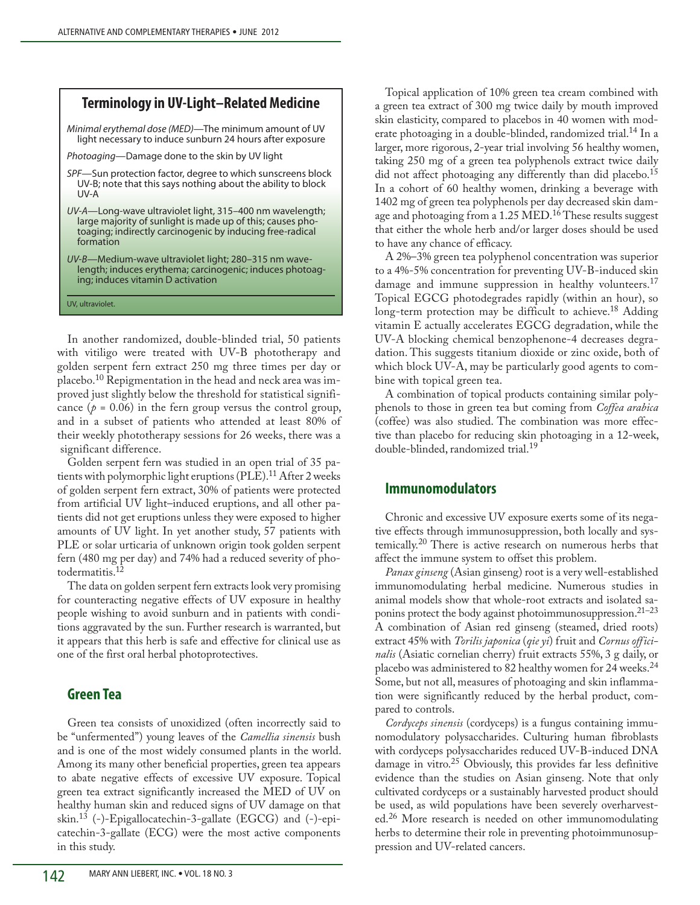## Terminology in UV-Light–Related Medicine

*Minimal erythemal dose (MED)*—The minimum amount of UV light necessary to induce sunburn 24 hours after exposure

*Photoaging*—Damage done to the skin by UV light

*SPF*—Sun protection factor, degree to which sunscreens block UV-B; note that this says nothing about the ability to block UV-A

*UV-A*—Long-wave ultraviolet light, 315–400 nm wavelength; large majority of sunlight is made up of this; causes photoaging; indirectly carcinogenic by inducing free-radical formation

*UV-B*—Medium-wave ultraviolet light; 280–315 nm wavelength; induces erythema; carcinogenic; induces photoaging; induces vitamin D activation

UV, ultraviolet.

In another randomized, double-blinded trial, 50 patients with vitiligo were treated with UV-B phototherapy and golden serpent fern extract 250 mg three times per day or placebo.[10] Repigmentation in the head and neck area was improved just slightly below the threshold for statistical significance ($p = 0.06$) in the fern group versus the control group, and in a subset of patients who attended at least 80% of their weekly phototherapy sessions for 26 weeks, there was a significant difference.

Golden serpent fern was studied in an open trial of 35 patients with polymorphic light eruptions (PLE).[11] After 2 weeks of golden serpent fern extract, 30% of patients were protected from artificial UV light–induced eruptions, and all other patients did not get eruptions unless they were exposed to higher amounts of UV light. In yet another study, 57 patients with PLE or solar urticaria of unknown origin took golden serpent fern (480 mg per day) and 74% had a reduced severity of photodermatitis.[12]

The data on golden serpent fern extracts look very promising for counteracting negative effects of UV exposure in healthy people wishing to avoid sunburn and in patients with conditions aggravated by the sun. Further research is warranted, but it appears that this herb is safe and effective for clinical use as one of the first oral herbal photoprotectives.

## Green Tea

Green tea consists of unoxidized (often incorrectly said to be "unfermented") young leaves of the *Camellia sinensis* bush and is one of the most widely consumed plants in the world. Among its many other beneficial properties, green tea appears to abate negative effects of excessive UV exposure. Topical green tea extract significantly increased the MED of UV on healthy human skin and reduced signs of UV damage on that skin.[13] (-)-Epigallocatechin-3-gallate (EGCG) and (-)-epicatechin-3-gallate (ECG) were the most active components in this study.

Topical application of 10% green tea cream combined with a green tea extract of 300 mg twice daily by mouth improved skin elasticity, compared to placebos in 40 women with moderate photoaging in a double-blinded, randomized trial.[14] In a larger, more rigorous, 2-year trial involving 56 healthy women, taking 250 mg of a green tea polyphenols extract twice daily did not affect photoaging any differently than did placebo.[15] In a cohort of 60 healthy women, drinking a beverage with 1402 mg of green tea polyphenols per day decreased skin damage and photoaging from a 1.25 MED.[16] These results suggest that either the whole herb and/or larger doses should be used to have any chance of efficacy.

A 2%–3% green tea polyphenol concentration was superior to a 4%-5% concentration for preventing UV-B-induced skin damage and immune suppression in healthy volunteers.[17] Topical EGCG photodegrades rapidly (within an hour), so long-term protection may be difficult to achieve.[18] Adding vitamin E actually accelerates EGCG degradation, while the UV-A blocking chemical benzophenone-4 decreases degradation. This suggests titanium dioxide or zinc oxide, both of which block UV-A, may be particularly good agents to combine with topical green tea.

A combination of topical products containing similar polyphenols to those in green tea but coming from *Coffea arabica* (coffee) was also studied. The combination was more effective than placebo for reducing skin photoaging in a 12-week, double-blinded, randomized trial.[19]

## Immunomodulators

Chronic and excessive UV exposure exerts some of its negative effects through immunosuppression, both locally and systemically.[20] There is active research on numerous herbs that affect the immune system to offset this problem.

*Panax ginseng* (Asian ginseng) root is a very well-established immunomodulating herbal medicine. Numerous studies in animal models show that whole-root extracts and isolated saponins protect the body against photoimmunosuppression.[21–23] A combination of Asian red ginseng (steamed, dried roots) extract 45% with *Torilis japonica* (*qie yi*) fruit and *Cornus officinalis* (Asiatic cornelian cherry) fruit extracts 55%, 3 g daily, or placebo was administered to 82 healthy women for 24 weeks.[24] Some, but not all, measures of photoaging and skin inflammation were significantly reduced by the herbal product, compared to controls.

*Cordyceps sinensis* (cordyceps) is a fungus containing immunomodulatory polysaccharides. Culturing human fibroblasts with cordyceps polysaccharides reduced UV-B-induced DNA damage in vitro.[25] Obviously, this provides far less definitive evidence than the studies on Asian ginseng. Note that only cultivated cordyceps or a sustainably harvested product should be used, as wild populations have been severely overharvested.[26] More research is needed on other immunomodulating herbs to determine their role in preventing photoimmunosuppression and UV-related cancers.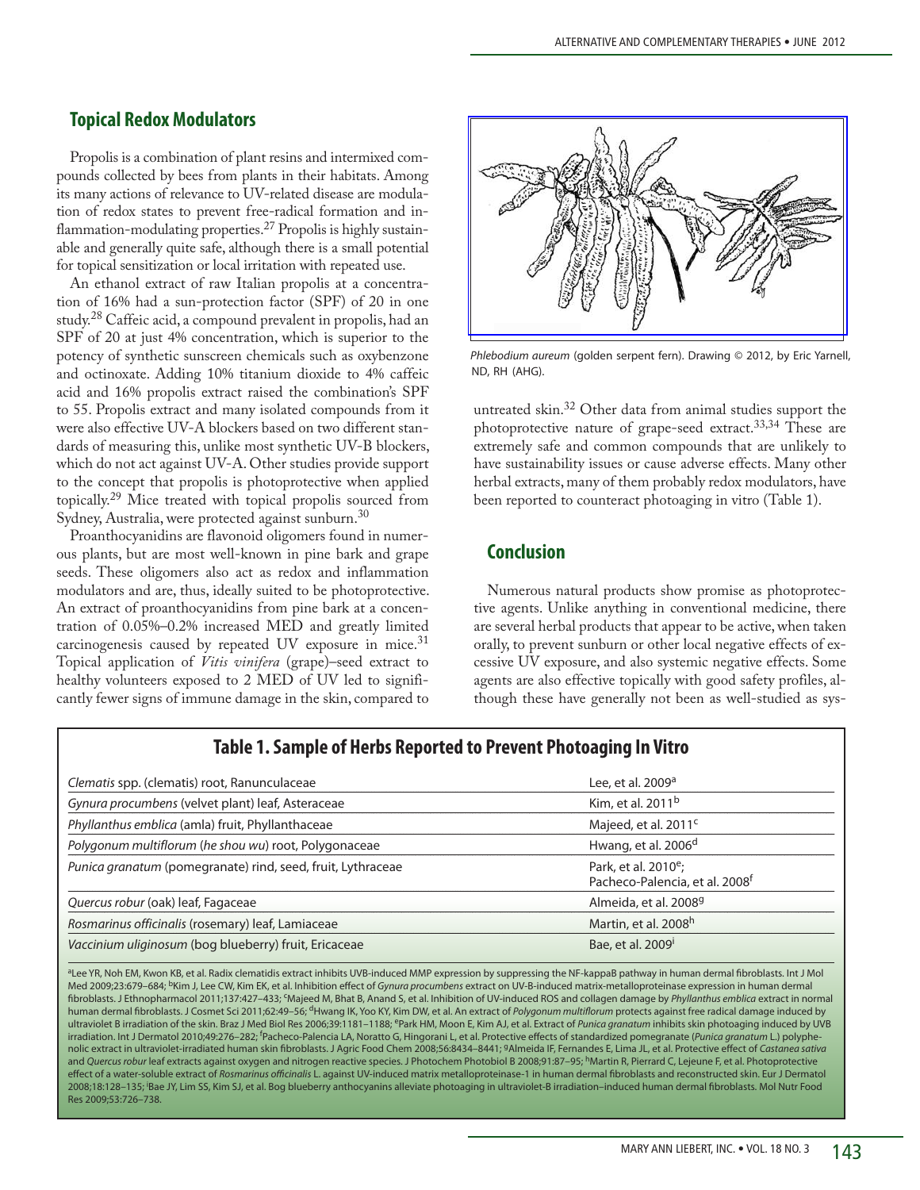## Topical Redox Modulators

Propolis is a combination of plant resins and intermixed compounds collected by bees from plants in their habitats. Among its many actions of relevance to UV-related disease are modulation of redox states to prevent free-radical formation and inflammation-modulating properties.[27] Propolis is highly sustainable and generally quite safe, although there is a small potential for topical sensitization or local irritation with repeated use.

An ethanol extract of raw Italian propolis at a concentration of 16% had a sun-protection factor (SPF) of 20 in one study.[28] Caffeic acid, a compound prevalent in propolis, had an SPF of 20 at just 4% concentration, which is superior to the potency of synthetic sunscreen chemicals such as oxybenzone and octinoxate. Adding 10% titanium dioxide to 4% caffeic acid and 16% propolis extract raised the combination's SPF to 55. Propolis extract and many isolated compounds from it were also effective UV-A blockers based on two different standards of measuring this, unlike most synthetic UV-B blockers, which do not act against UV-A. Other studies provide support to the concept that propolis is photoprotective when applied topically.[29] Mice treated with topical propolis sourced from Sydney, Australia, were protected against sunburn.[30]

Proanthocyanidins are flavonoid oligomers found in numerous plants, but are most well-known in pine bark and grape seeds. These oligomers also act as redox and inflammation modulators and are, thus, ideally suited to be photoprotective. An extract of proanthocyanidins from pine bark at a concentration of 0.05%–0.2% increased MED and greatly limited carcinogenesis caused by repeated UV exposure in mice.[31] Topical application of *Vitis vinifera* (grape)–seed extract to healthy volunteers exposed to 2 MED of UV led to significantly fewer signs of immune damage in the skin, compared to untreated skin.[32] Other data from animal studies support the photoprotective nature of grape-seed extract.[33,34] These are extremely safe and common compounds that are unlikely to have sustainability issues or cause adverse effects. Many other herbal extracts, many of them probably redox modulators, have been reported to counteract photoaging in vitro (Table 1).

*Phlebodium aureum* (golden serpent fern). Drawing © 2012, by Eric Yarnell, ND, RH (AHG).

## Conclusion

Numerous natural products show promise as photoprotective agents. Unlike anything in conventional medicine, there are several herbal products that appear to be active, when taken orally, to prevent sunburn or other local negative effects of excessive UV exposure, and also systemic negative effects. Some agents are also effective topically with good safety profiles, although these have generally not been as well-studied as sys-

### Table 1. Sample of Herbs Reported to Prevent Photoaging In Vitro

| Herb | Reference |
|---|---|
| *Clematis* spp. (clematis) root, Ranunculaceae | Lee, et al. 2009[a] |
| *Gynura procumbens* (velvet plant) leaf, Asteraceae | Kim, et al. 2011[b] |
| *Phyllanthus emblica* (amla) fruit, Phyllanthaceae | Majeed, et al. 2011[c] |
| *Polygonum multiflorum* (*he shou wu*) root, Polygonaceae | Hwang, et al. 2006[d] |
| *Punica granatum* (pomegranate) rind, seed, fruit, Lythraceae | Park, et al. 2010[e]; Pacheco-Palencia, et al. 2008[f] |
| *Quercus robur* (oak) leaf, Fagaceae | Almeida, et al. 2008[g] |
| *Rosmarinus officinalis* (rosemary) leaf, Lamiaceae | Martin, et al. 2008[h] |
| *Vaccinium uliginosum* (bog blueberry) fruit, Ericaceae | Bae, et al. 2009[i] |

[a]Lee YR, Noh EM, Kwon KB, et al. Radix clematidis extract inhibits UVB-induced MMP expression by suppressing the NF-kappaB pathway in human dermal fibroblasts. Int J Mol Med 2009;23:679–684; [b]Kim J, Lee CW, Kim EK, et al. Inhibition effect of *Gynura procumbens* extract on UV-B-induced matrix-metalloproteinase expression in human dermal fibroblasts. J Ethnopharmacol 2011;137:427–433; [c]Majeed M, Bhat B, Anand S, et al. Inhibition of UV-induced ROS and collagen damage by *Phyllanthus emblica* extract in normal human dermal fibroblasts. J Cosmet Sci 2011;62:49–56; [d]Hwang IK, Yoo KY, Kim DW, et al. An extract of *Polygonum multiflorum* protects against free radical damage induced by ultraviolet B irradiation of the skin. Braz J Med Biol Res 2006;39:1181–1188; [e]Park HM, Moon E, Kim AJ, et al. Extract of *Punica granatum* inhibits skin photoaging induced by UVB irradiation. Int J Dermatol 2010;49:276–282; [f]Pacheco-Palencia LA, Noratto G, Hingorani L, et al. Protective effects of standardized pomegranate (*Punica granatum* L.) polyphenolic extract in ultraviolet-irradiated human skin fibroblasts. J Agric Food Chem 2008;56:8434–8441; [g]Almeida IF, Fernandes E, Lima JL, et al. Protective effect of *Castanea sativa* and *Quercus robur* leaf extracts against oxygen and nitrogen reactive species. J Photochem Photobiol B 2008;91:87–95; [h]Martin R, Pierrard C, Lejeune F, et al. Photoprotective effect of a water-soluble extract of *Rosmarinus officinalis* L. against UV-induced matrix metalloproteinase-1 in human dermal fibroblasts and reconstructed skin. Eur J Dermatol 2008;18:128–135; [i]Bae JY, Lim SS, Kim SJ, et al. Bog blueberry anthocyanins alleviate photoaging in ultraviolet-B irradiation–induced human dermal fibroblasts. Mol Nutr Food Res 2009;53:726–738.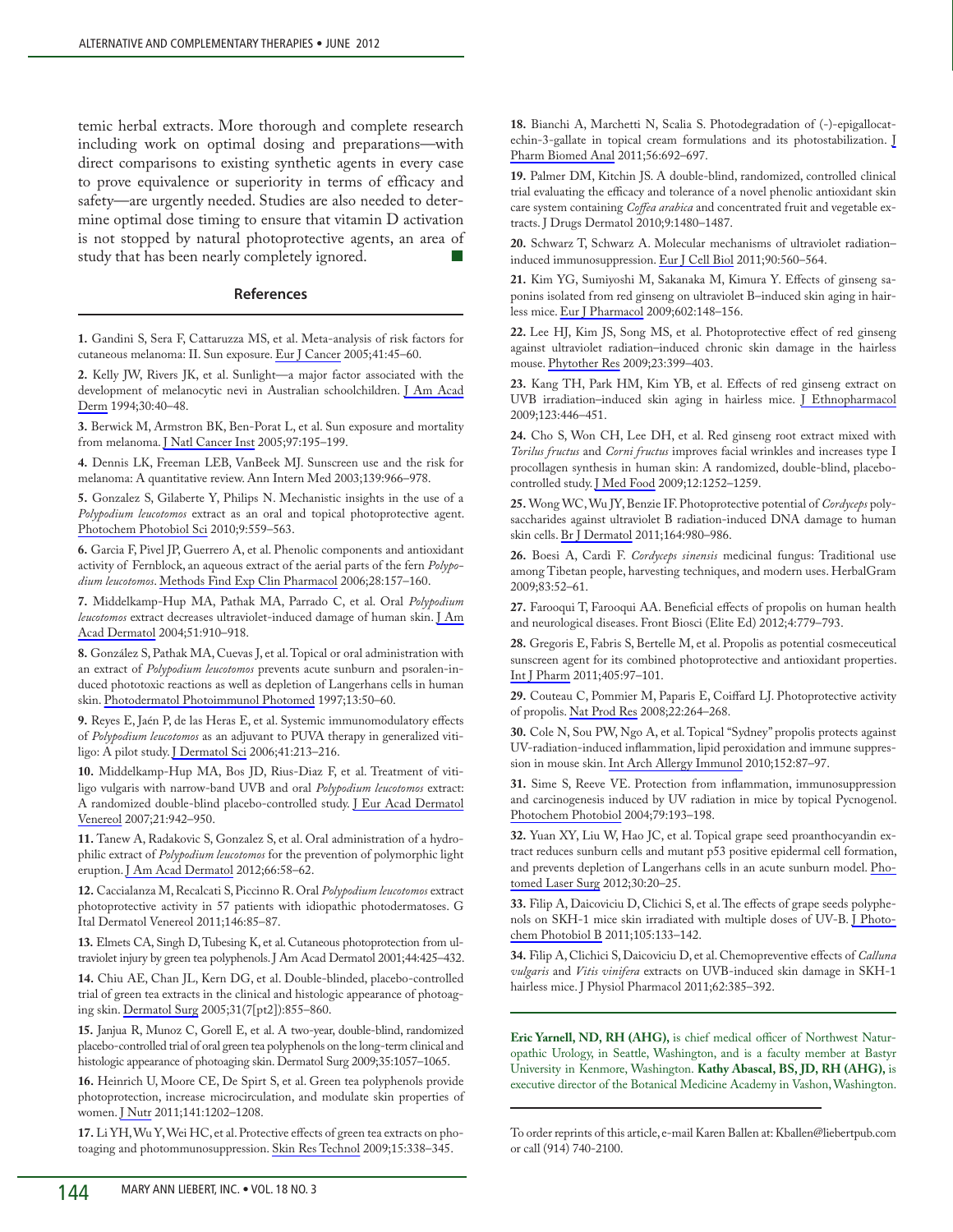temic herbal extracts. More thorough and complete research including work on optimal dosing and preparations—with direct comparisons to existing synthetic agents in every case to prove equivalence or superiority in terms of efficacy and safety—are urgently needed. Studies are also needed to determine optimal dose timing to ensure that vitamin D activation is not stopped by natural photoprotective agents, an area of study that has been nearly completely ignored.

## References

**1.** Gandini S, Sera F, Cattaruzza MS, et al. Meta-analysis of risk factors for cutaneous melanoma: II. Sun exposure. Eur J Cancer 2005;41:45–60.

**2.** Kelly JW, Rivers JK, et al. Sunlight—a major factor associated with the development of melanocytic nevi in Australian schoolchildren. J Am Acad Derm 1994;30:40–48.

**3.** Berwick M, Armstron BK, Ben-Porat L, et al. Sun exposure and mortality from melanoma. J Natl Cancer Inst 2005;97:195–199.

**4.** Dennis LK, Freeman LEB, VanBeek MJ. Sunscreen use and the risk for melanoma: A quantitative review. Ann Intern Med 2003;139:966–978.

**5.** Gonzalez S, Gilaberte Y, Philips N. Mechanistic insights in the use of a *Polypodium leucotomos* extract as an oral and topical photoprotective agent. Photochem Photobiol Sci 2010;9:559–563.

**6.** Garcia F, Pivel JP, Guerrero A, et al. Phenolic components and antioxidant activity of Fernblock, an aqueous extract of the aerial parts of the fern *Polypodium leucotomos*. Methods Find Exp Clin Pharmacol 2006;28:157–160.

**7.** Middelkamp-Hup MA, Pathak MA, Parrado C, et al. Oral *Polypodium leucotomos* extract decreases ultraviolet-induced damage of human skin. J Am Acad Dermatol 2004;51:910–918.

**8.** González S, Pathak MA, Cuevas J, et al. Topical or oral administration with an extract of *Polypodium leucotomos* prevents acute sunburn and psoralen-induced phototoxic reactions as well as depletion of Langerhans cells in human skin. Photodermatol Photoimmunol Photomed 1997;13:50–60.

**9.** Reyes E, Jaén P, de las Heras E, et al. Systemic immunomodulatory effects of *Polypodium leucotomos* as an adjuvant to PUVA therapy in generalized vitiligo: A pilot study. J Dermatol Sci 2006;41:213–216.

**10.** Middelkamp-Hup MA, Bos JD, Rius-Diaz F, et al. Treatment of vitiligo vulgaris with narrow-band UVB and oral *Polypodium leucotomos* extract: A randomized double-blind placebo-controlled study. J Eur Acad Dermatol Venereol 2007;21:942–950.

**11.** Tanew A, Radakovic S, Gonzalez S, et al. Oral administration of a hydrophilic extract of *Polypodium leucotomos* for the prevention of polymorphic light eruption. J Am Acad Dermatol 2012;66:58–62.

**12.** Caccialanza M, Recalcati S, Piccinno R. Oral *Polypodium leucotomos* extract photoprotective activity in 57 patients with idiopathic photodermatoses. G Ital Dermatol Venereol 2011;146:85–87.

**13.** Elmets CA, Singh D, Tubesing K, et al. Cutaneous photoprotection from ultraviolet injury by green tea polyphenols. J Am Acad Dermatol 2001;44:425–432.

**14.** Chiu AE, Chan JL, Kern DG, et al. Double-blinded, placebo-controlled trial of green tea extracts in the clinical and histologic appearance of photoaging skin. Dermatol Surg 2005;31(7[pt2]):855–860.

**15.** Janjua R, Munoz C, Gorell E, et al. A two-year, double-blind, randomized placebo-controlled trial of oral green tea polyphenols on the long-term clinical and histologic appearance of photoaging skin. Dermatol Surg 2009;35:1057–1065.

**16.** Heinrich U, Moore CE, De Spirt S, et al. Green tea polyphenols provide photoprotection, increase microcirculation, and modulate skin properties of women. J Nutr 2011;141:1202–1208.

**17.** Li YH, Wu Y, Wei HC, et al. Protective effects of green tea extracts on photoaging and photommunosuppression. Skin Res Technol 2009;15:338–345.

**18.** Bianchi A, Marchetti N, Scalia S. Photodegradation of (-)-epigallocatechin-3-gallate in topical cream formulations and its photostabilization. J Pharm Biomed Anal 2011;56:692–697.

**19.** Palmer DM, Kitchin JS. A double-blind, randomized, controlled clinical trial evaluating the efficacy and tolerance of a novel phenolic antioxidant skin care system containing *Coffea arabica* and concentrated fruit and vegetable extracts. J Drugs Dermatol 2010;9:1480–1487.

**20.** Schwarz T, Schwarz A. Molecular mechanisms of ultraviolet radiation–induced immunosuppression. Eur J Cell Biol 2011;90:560–564.

**21.** Kim YG, Sumiyoshi M, Sakanaka M, Kimura Y. Effects of ginseng saponins isolated from red ginseng on ultraviolet B–induced skin aging in hairless mice. Eur J Pharmacol 2009;602:148–156.

**22.** Lee HJ, Kim JS, Song MS, et al. Photoprotective effect of red ginseng against ultraviolet radiation–induced chronic skin damage in the hairless mouse. Phytother Res 2009;23:399–403.

**23.** Kang TH, Park HM, Kim YB, et al. Effects of red ginseng extract on UVB irradiation–induced skin aging in hairless mice. J Ethnopharmacol 2009;123:446–451.

**24.** Cho S, Won CH, Lee DH, et al. Red ginseng root extract mixed with *Torilus fructus* and *Corni fructus* improves facial wrinkles and increases type I procollagen synthesis in human skin: A randomized, double-blind, placebo-controlled study. J Med Food 2009;12:1252–1259.

**25.** Wong WC, Wu JY, Benzie IF. Photoprotective potential of *Cordyceps* polysaccharides against ultraviolet B radiation-induced DNA damage to human skin cells. Br J Dermatol 2011;164:980–986.

**26.** Boesi A, Cardi F. *Cordyceps sinensis* medicinal fungus: Traditional use among Tibetan people, harvesting techniques, and modern uses. HerbalGram 2009;83:52–61.

**27.** Farooqui T, Farooqui AA. Beneficial effects of propolis on human health and neurological diseases. Front Biosci (Elite Ed) 2012;4:779–793.

**28.** Gregoris E, Fabris S, Bertelle M, et al. Propolis as potential cosmeceutical sunscreen agent for its combined photoprotective and antioxidant properties. Int J Pharm 2011;405:97–101.

**29.** Couteau C, Pommier M, Paparis E, Coiffard LJ. Photoprotective activity of propolis. Nat Prod Res 2008;22:264–268.

**30.** Cole N, Sou PW, Ngo A, et al. Topical "Sydney" propolis protects against UV-radiation-induced inflammation, lipid peroxidation and immune suppression in mouse skin. Int Arch Allergy Immunol 2010;152:87–97.

**31.** Sime S, Reeve VE. Protection from inflammation, immunosuppression and carcinogenesis induced by UV radiation in mice by topical Pycnogenol. Photochem Photobiol 2004;79:193–198.

**32.** Yuan XY, Liu W, Hao JC, et al. Topical grape seed proanthocyandin extract reduces sunburn cells and mutant p53 positive epidermal cell formation, and prevents depletion of Langerhans cells in an acute sunburn model. Photomed Laser Surg 2012;30:20–25.

**33.** Filip A, Daicoviciu D, Clichici S, et al. The effects of grape seeds polyphenols on SKH-1 mice skin irradiated with multiple doses of UV-B. J Photochem Photobiol B 2011;105:133–142.

**34.** Filip A, Clichici S, Daicoviciu D, et al. Chemopreventive effects of *Calluna vulgaris* and *Vitis vinifera* extracts on UVB-induced skin damage in SKH-1 hairless mice. J Physiol Pharmacol 2011;62:385–392.

**Eric Yarnell, ND, RH (AHG),** is chief medical officer of Northwest Naturopathic Urology, in Seattle, Washington, and is a faculty member at Bastyr University in Kenmore, Washington. **Kathy Abascal, BS, JD, RH (AHG),** is executive director of the Botanical Medicine Academy in Vashon, Washington.

To order reprints of this article, e-mail Karen Ballen at: Kballen@liebertpub.com or call (914) 740-2100.